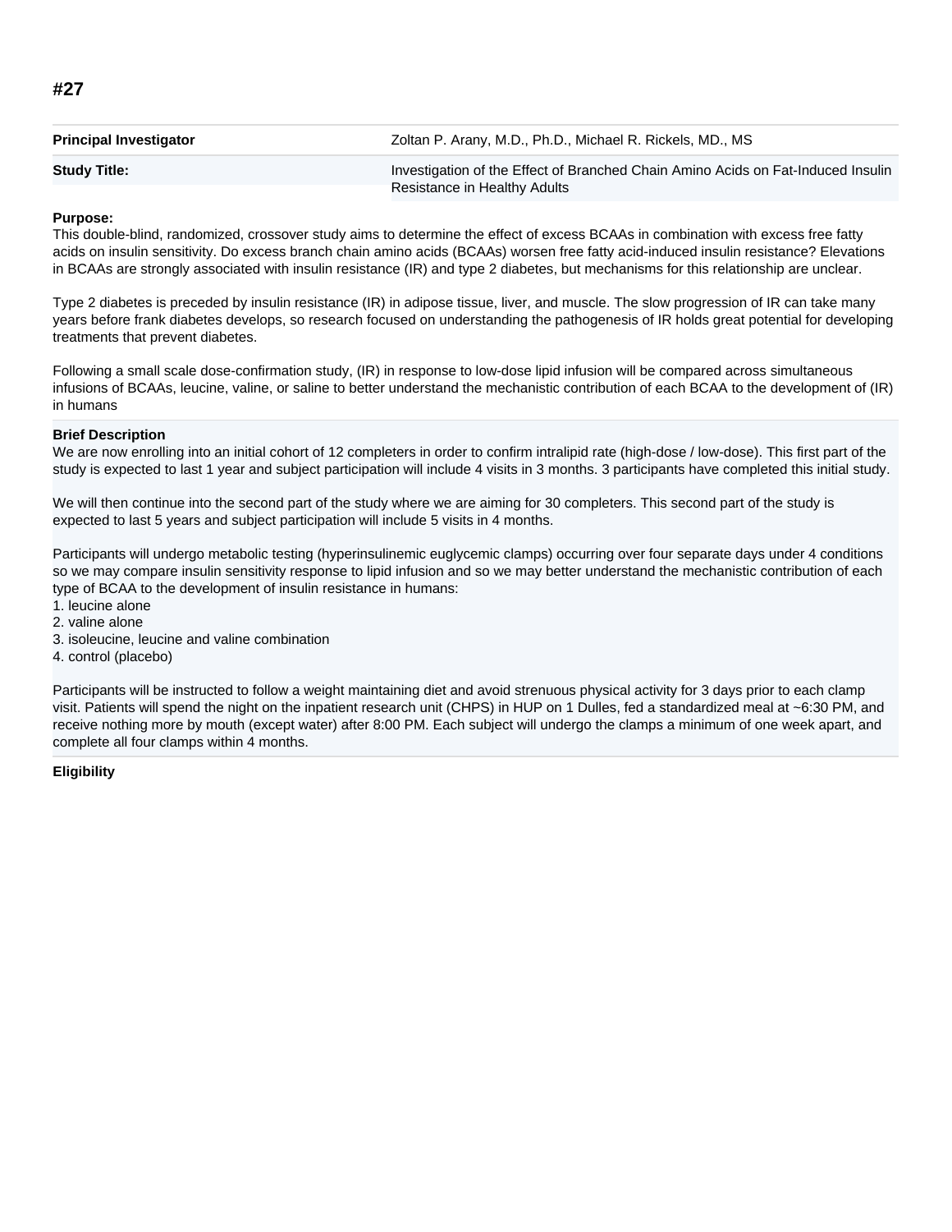# #27

| | |
|---|---|
| **Principal Investigator** | Zoltan P. Arany, M.D., Ph.D., Michael R. Rickels, MD., MS |
| **Study Title:** | Investigation of the Effect of Branched Chain Amino Acids on Fat-Induced Insulin Resistance in Healthy Adults |

**Purpose:**

This double-blind, randomized, crossover study aims to determine the effect of excess BCAAs in combination with excess free fatty acids on insulin sensitivity. Do excess branch chain amino acids (BCAAs) worsen free fatty acid-induced insulin resistance? Elevations in BCAAs are strongly associated with insulin resistance (IR) and type 2 diabetes, but mechanisms for this relationship are unclear.

Type 2 diabetes is preceded by insulin resistance (IR) in adipose tissue, liver, and muscle. The slow progression of IR can take many years before frank diabetes develops, so research focused on understanding the pathogenesis of IR holds great potential for developing treatments that prevent diabetes.

Following a small scale dose-confirmation study, (IR) in response to low-dose lipid infusion will be compared across simultaneous infusions of BCAAs, leucine, valine, or saline to better understand the mechanistic contribution of each BCAA to the development of (IR) in humans

**Brief Description**

We are now enrolling into an initial cohort of 12 completers in order to confirm intralipid rate (high-dose / low-dose). This first part of the study is expected to last 1 year and subject participation will include 4 visits in 3 months. 3 participants have completed this initial study.

We will then continue into the second part of the study where we are aiming for 30 completers. This second part of the study is expected to last 5 years and subject participation will include 5 visits in 4 months.

Participants will undergo metabolic testing (hyperinsulinemic euglycemic clamps) occurring over four separate days under 4 conditions so we may compare insulin sensitivity response to lipid infusion and so we may better understand the mechanistic contribution of each type of BCAA to the development of insulin resistance in humans:

1. leucine alone
2. valine alone
3. isoleucine, leucine and valine combination
4. control (placebo)

Participants will be instructed to follow a weight maintaining diet and avoid strenuous physical activity for 3 days prior to each clamp visit. Patients will spend the night on the inpatient research unit (CHPS) in HUP on 1 Dulles, fed a standardized meal at ~6:30 PM, and receive nothing more by mouth (except water) after 8:00 PM. Each subject will undergo the clamps a minimum of one week apart, and complete all four clamps within 4 months.

**Eligibility**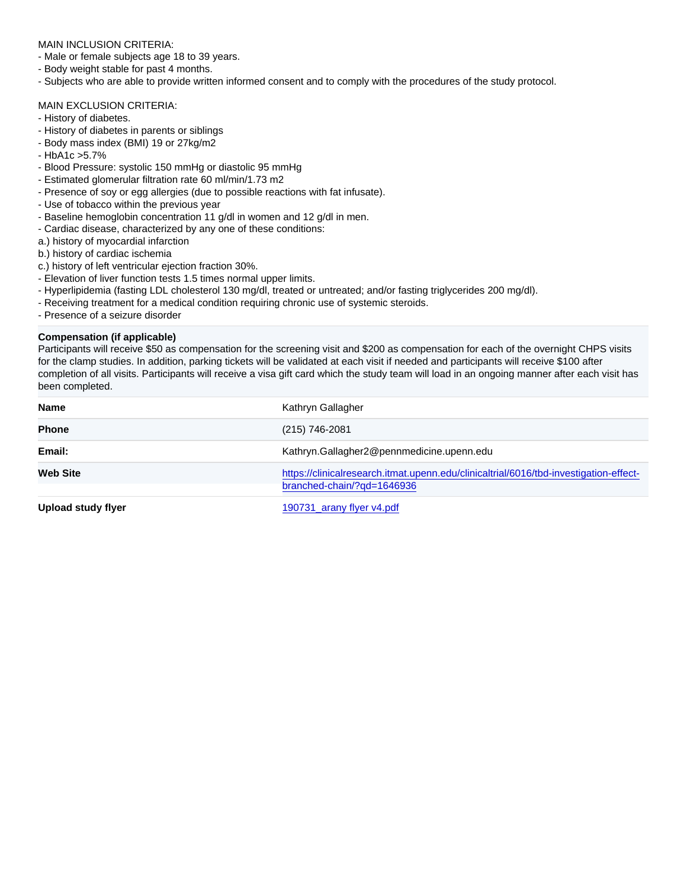MAIN INCLUSION CRITERIA:
- Male or female subjects age 18 to 39 years.
- Body weight stable for past 4 months.
- Subjects who are able to provide written informed consent and to comply with the procedures of the study protocol.

MAIN EXCLUSION CRITERIA:
- History of diabetes.
- History of diabetes in parents or siblings
- Body mass index (BMI) 19 or 27kg/m2
- HbA1c >5.7%
- Blood Pressure: systolic 150 mmHg or diastolic 95 mmHg
- Estimated glomerular filtration rate 60 ml/min/1.73 m2
- Presence of soy or egg allergies (due to possible reactions with fat infusate).
- Use of tobacco within the previous year
- Baseline hemoglobin concentration 11 g/dl in women and 12 g/dl in men.
- Cardiac disease, characterized by any one of these conditions:

a.) history of myocardial infarction
b.) history of cardiac ischemia
c.) history of left ventricular ejection fraction 30%.

- Elevation of liver function tests 1.5 times normal upper limits.
- Hyperlipidemia (fasting LDL cholesterol 130 mg/dl, treated or untreated; and/or fasting triglycerides 200 mg/dl).
- Receiving treatment for a medical condition requiring chronic use of systemic steroids.
- Presence of a seizure disorder

**Compensation (if applicable)**
Participants will receive $50 as compensation for the screening visit and $200 as compensation for each of the overnight CHPS visits for the clamp studies. In addition, parking tickets will be validated at each visit if needed and participants will receive $100 after completion of all visits. Participants will receive a visa gift card which the study team will load in an ongoing manner after each visit has been completed.

| | |
|---|---|
| **Name** | Kathryn Gallagher |
| **Phone** | (215) 746-2081 |
| **Email:** | Kathryn.Gallagher2@pennmedicine.upenn.edu |
| **Web Site** | https://clinicalresearch.itmat.upenn.edu/clinicaltrial/6016/tbd-investigation-effect-branched-chain/?qd=1646936 |
| **Upload study flyer** | 190731_arany flyer v4.pdf |